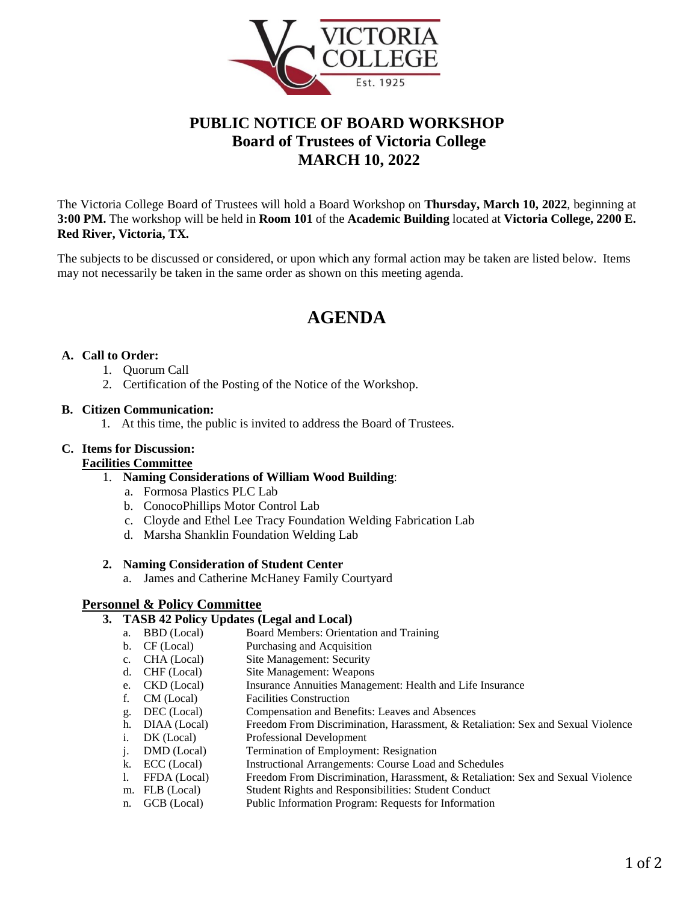# PUBLIC NOTICE OF BOARD WORKSHOP
## Board of Trustees of Victoria College
## MARCH 10, 2022

The Victoria College Board of Trustees will hold a Board Workshop on **Thursday, March 10, 2022**, beginning at **3:00 PM.** The workshop will be held in **Room 101** of the **Academic Building** located at **Victoria College, 2200 E. Red River, Victoria, TX.**

The subjects to be discussed or considered, or upon which any formal action may be taken are listed below. Items may not necessarily be taken in the same order as shown on this meeting agenda.

# AGENDA

**A. Call to Order:**

1. Quorum Call
2. Certification of the Posting of the Notice of the Workshop.

**B. Citizen Communication:**

1. At this time, the public is invited to address the Board of Trustees.

**C. Items for Discussion:**

**Facilities Committee**

1. **Naming Considerations of William Wood Building**:
   a. Formosa Plastics PLC Lab
   b. ConocoPhillips Motor Control Lab
   c. Cloyde and Ethel Lee Tracy Foundation Welding Fabrication Lab
   d. Marsha Shanklin Foundation Welding Lab

2. **Naming Consideration of Student Center**
   a. James and Catherine McHaney Family Courtyard

**Personnel & Policy Committee**

3. **TASB 42 Policy Updates (Legal and Local)**
   a. BBD (Local) — Board Members: Orientation and Training
   b. CF (Local) — Purchasing and Acquisition
   c. CHA (Local) — Site Management: Security
   d. CHF (Local) — Site Management: Weapons
   e. CKD (Local) — Insurance Annuities Management: Health and Life Insurance
   f. CM (Local) — Facilities Construction
   g. DEC (Local) — Compensation and Benefits: Leaves and Absences
   h. DIAA (Local) — Freedom From Discrimination, Harassment, & Retaliation: Sex and Sexual Violence
   i. DK (Local) — Professional Development
   j. DMD (Local) — Termination of Employment: Resignation
   k. ECC (Local) — Instructional Arrangements: Course Load and Schedules
   l. FFDA (Local) — Freedom From Discrimination, Harassment, & Retaliation: Sex and Sexual Violence
   m. FLB (Local) — Student Rights and Responsibilities: Student Conduct
   n. GCB (Local) — Public Information Program: Requests for Information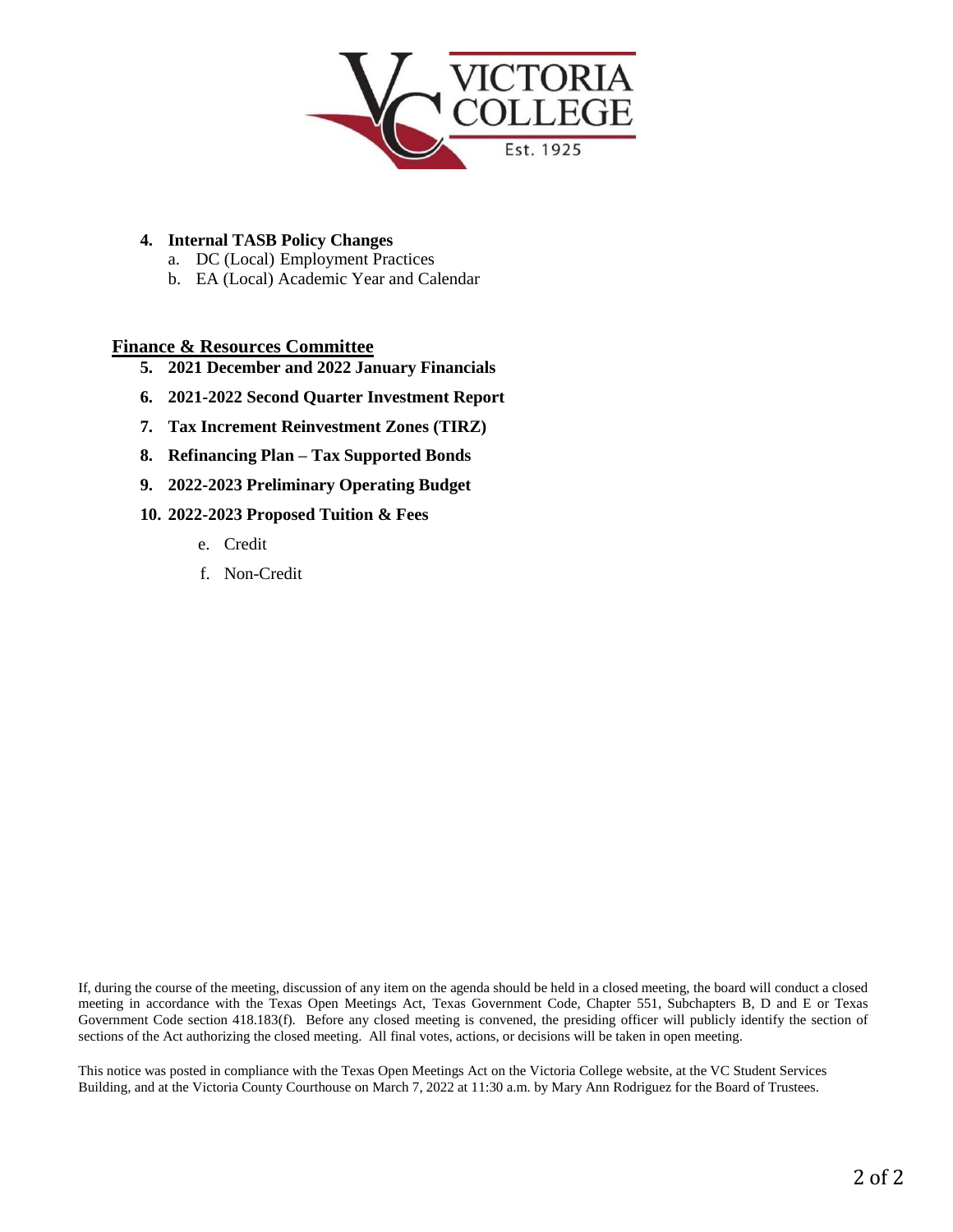4. **Internal TASB Policy Changes**
   a. DC (Local) Employment Practices
   b. EA (Local) Academic Year and Calendar

**Finance & Resources Committee**

5. **2021 December and 2022 January Financials**
6. **2021-2022 Second Quarter Investment Report**
7. **Tax Increment Reinvestment Zones (TIRZ)**
8. **Refinancing Plan – Tax Supported Bonds**
9. **2022-2023 Preliminary Operating Budget**
10. **2022-2023 Proposed Tuition & Fees**
    e. Credit
    f. Non-Credit

If, during the course of the meeting, discussion of any item on the agenda should be held in a closed meeting, the board will conduct a closed meeting in accordance with the Texas Open Meetings Act, Texas Government Code, Chapter 551, Subchapters B, D and E or Texas Government Code section 418.183(f). Before any closed meeting is convened, the presiding officer will publicly identify the section of sections of the Act authorizing the closed meeting. All final votes, actions, or decisions will be taken in open meeting.

This notice was posted in compliance with the Texas Open Meetings Act on the Victoria College website, at the VC Student Services Building, and at the Victoria County Courthouse on March 7, 2022 at 11:30 a.m. by Mary Ann Rodriguez for the Board of Trustees.